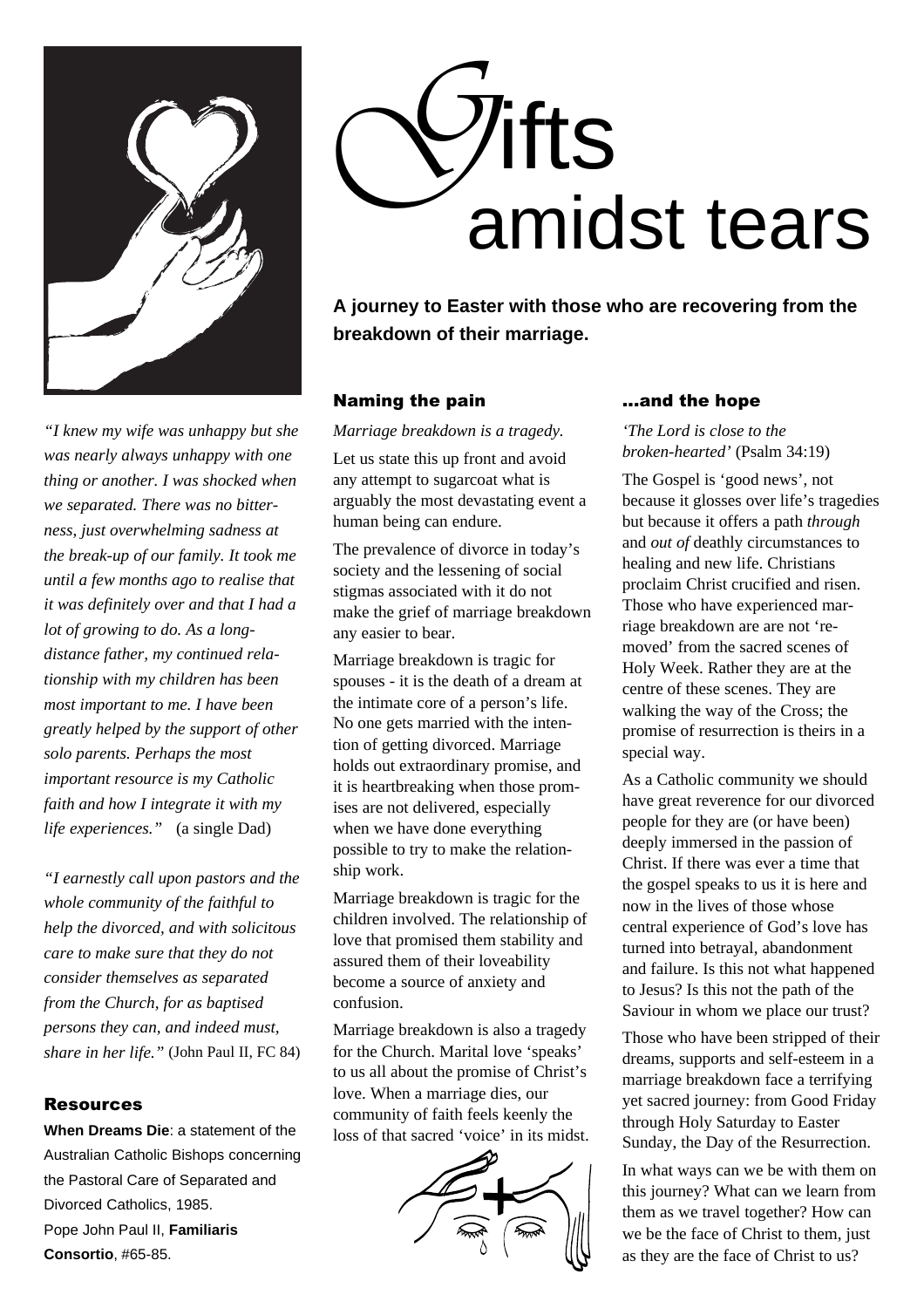# Gifts amidst tears

**A journey to Easter with those who are recovering from the breakdown of their marriage.**

*"I knew my wife was unhappy but she was nearly always unhappy with one thing or another. I was shocked when we separated. There was no bitterness, just overwhelming sadness at the break-up of our family. It took me until a few months ago to realise that it was definitely over and that I had a lot of growing to do. As a long-distance father, my continued relationship with my children has been most important to me. I have been greatly helped by the support of other solo parents. Perhaps the most important resource is my Catholic faith and how I integrate it with my life experiences."* (a single Dad)

*"I earnestly call upon pastors and the whole community of the faithful to help the divorced, and with solicitous care to make sure that they do not consider themselves as separated from the Church, for as baptised persons they can, and indeed must, share in her life."* (John Paul II, FC 84)

## Resources

**When Dreams Die**: a statement of the Australian Catholic Bishops concerning the Pastoral Care of Separated and Divorced Catholics, 1985.

Pope John Paul II, **Familiaris Consortio**, #65-85.

## Naming the pain

*Marriage breakdown is a tragedy.*

Let us state this up front and avoid any attempt to sugarcoat what is arguably the most devastating event a human being can endure.

The prevalence of divorce in today's society and the lessening of social stigmas associated with it do not make the grief of marriage breakdown any easier to bear.

Marriage breakdown is tragic for spouses - it is the death of a dream at the intimate core of a person's life. No one gets married with the intention of getting divorced. Marriage holds out extraordinary promise, and it is heartbreaking when those promises are not delivered, especially when we have done everything possible to try to make the relationship work.

Marriage breakdown is tragic for the children involved. The relationship of love that promised them stability and assured them of their loveability become a source of anxiety and confusion.

Marriage breakdown is also a tragedy for the Church. Marital love 'speaks' to us all about the promise of Christ's love. When a marriage dies, our community of faith feels keenly the loss of that sacred 'voice' in its midst.

## ...and the hope

*'The Lord is close to the broken-hearted'* (Psalm 34:19)

The Gospel is 'good news', not because it glosses over life's tragedies but because it offers a path *through* and *out of* deathly circumstances to healing and new life. Christians proclaim Christ crucified and risen. Those who have experienced marriage breakdown are are not 'removed' from the sacred scenes of Holy Week. Rather they are at the centre of these scenes. They are walking the way of the Cross; the promise of resurrection is theirs in a special way.

As a Catholic community we should have great reverence for our divorced people for they are (or have been) deeply immersed in the passion of Christ. If there was ever a time that the gospel speaks to us it is here and now in the lives of those whose central experience of God's love has turned into betrayal, abandonment and failure. Is this not what happened to Jesus? Is this not the path of the Saviour in whom we place our trust?

Those who have been stripped of their dreams, supports and self-esteem in a marriage breakdown face a terrifying yet sacred journey: from Good Friday through Holy Saturday to Easter Sunday, the Day of the Resurrection.

In what ways can we be with them on this journey? What can we learn from them as we travel together? How can we be the face of Christ to them, just as they are the face of Christ to us?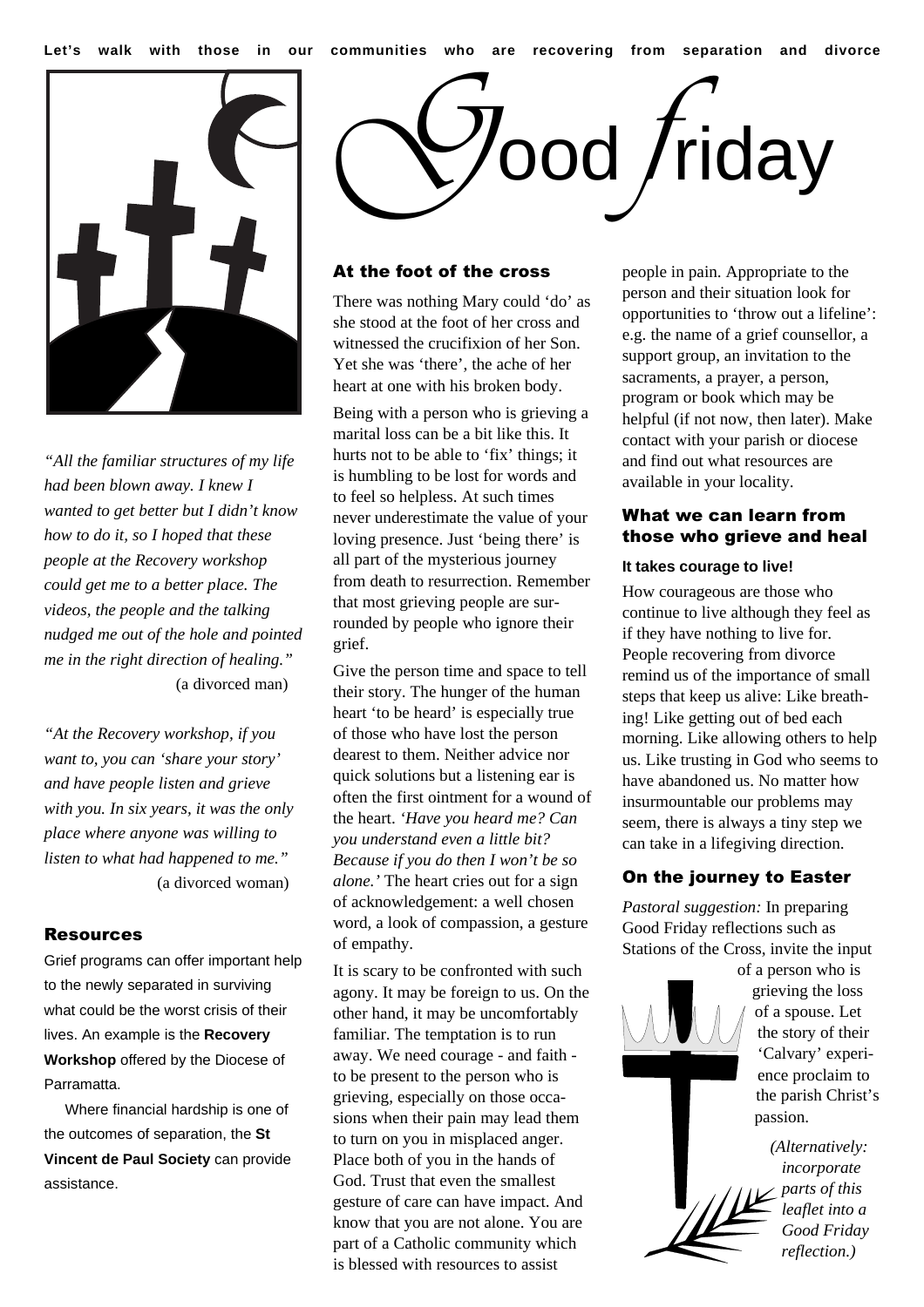Let's walk with those in our communities who are recovering from separation and divorce

# Good Friday

*"All the familiar structures of my life had been blown away. I knew I wanted to get better but I didn't know how to do it, so I hoped that these people at the Recovery workshop could get me to a better place. The videos, the people and the talking nudged me out of the hole and pointed me in the right direction of healing."*
(a divorced man)

*"At the Recovery workshop, if you want to, you can 'share your story' and have people listen and grieve with you. In six years, it was the only place where anyone was willing to listen to what had happened to me."*
(a divorced woman)

## Resources

Grief programs can offer important help to the newly separated in surviving what could be the worst crisis of their lives. An example is the **Recovery Workshop** offered by the Diocese of Parramatta.

Where financial hardship is one of the outcomes of separation, the **St Vincent de Paul Society** can provide assistance.

## At the foot of the cross

There was nothing Mary could 'do' as she stood at the foot of her cross and witnessed the crucifixion of her Son. Yet she was 'there', the ache of her heart at one with his broken body.

Being with a person who is grieving a marital loss can be a bit like this. It hurts not to be able to 'fix' things; it is humbling to be lost for words and to feel so helpless. At such times never underestimate the value of your loving presence. Just 'being there' is all part of the mysterious journey from death to resurrection. Remember that most grieving people are surrounded by people who ignore their grief.

Give the person time and space to tell their story. The hunger of the human heart 'to be heard' is especially true of those who have lost the person dearest to them. Neither advice nor quick solutions but a listening ear is often the first ointment for a wound of the heart. *'Have you heard me? Can you understand even a little bit? Because if you do then I won't be so alone.'* The heart cries out for a sign of acknowledgement: a well chosen word, a look of compassion, a gesture of empathy.

It is scary to be confronted with such agony. It may be foreign to us. On the other hand, it may be uncomfortably familiar. The temptation is to run away. We need courage - and faith - to be present to the person who is grieving, especially on those occasions when their pain may lead them to turn on you in misplaced anger. Place both of you in the hands of God. Trust that even the smallest gesture of care can have impact. And know that you are not alone. You are part of a Catholic community which is blessed with resources to assist people in pain. Appropriate to the person and their situation look for opportunities to 'throw out a lifeline': e.g. the name of a grief counsellor, a support group, an invitation to the sacraments, a prayer, a person, program or book which may be helpful (if not now, then later). Make contact with your parish or diocese and find out what resources are available in your locality.

## What we can learn from those who grieve and heal

**It takes courage to live!**

How courageous are those who continue to live although they feel as if they have nothing to live for. People recovering from divorce remind us of the importance of small steps that keep us alive: Like breathing! Like getting out of bed each morning. Like allowing others to help us. Like trusting in God who seems to have abandoned us. No matter how insurmountable our problems may seem, there is always a tiny step we can take in a lifegiving direction.

## On the journey to Easter

*Pastoral suggestion:* In preparing Good Friday reflections such as Stations of the Cross, invite the input of a person who is grieving the loss of a spouse. Let the story of their 'Calvary' experience proclaim to the parish Christ's passion.

*(Alternatively: incorporate parts of this leaflet into a Good Friday reflection.)*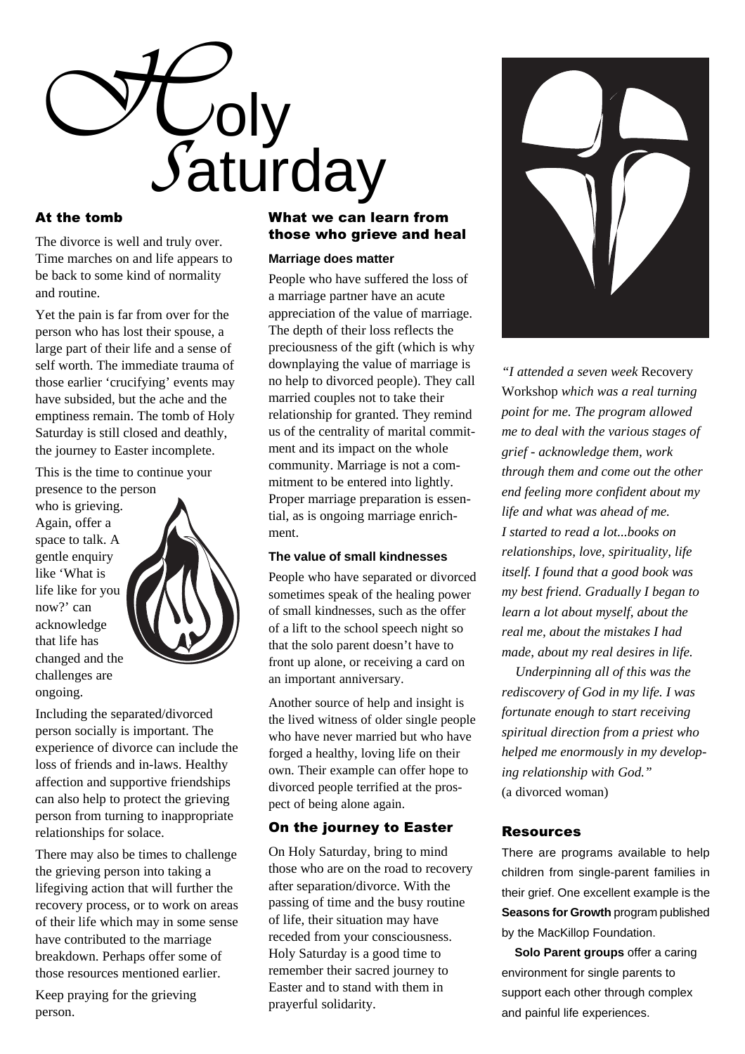# Holy Saturday

## At the tomb

The divorce is well and truly over. Time marches on and life appears to be back to some kind of normality and routine.

Yet the pain is far from over for the person who has lost their spouse, a large part of their life and a sense of self worth. The immediate trauma of those earlier 'crucifying' events may have subsided, but the ache and the emptiness remain. The tomb of Holy Saturday is still closed and deathly, the journey to Easter incomplete.

This is the time to continue your presence to the person who is grieving. Again, offer a space to talk. A gentle enquiry like 'What is life like for you now?' can acknowledge that life has changed and the challenges are ongoing.

Including the separated/divorced person socially is important. The experience of divorce can include the loss of friends and in-laws. Healthy affection and supportive friendships can also help to protect the grieving person from turning to inappropriate relationships for solace.

There may also be times to challenge the grieving person into taking a lifegiving action that will further the recovery process, or to work on areas of their life which may in some sense have contributed to the marriage breakdown. Perhaps offer some of those resources mentioned earlier.

Keep praying for the grieving person.

## What we can learn from those who grieve and heal

### Marriage does matter

People who have suffered the loss of a marriage partner have an acute appreciation of the value of marriage. The depth of their loss reflects the preciousness of the gift (which is why downplaying the value of marriage is no help to divorced people). They call married couples not to take their relationship for granted. They remind us of the centrality of marital commitment and its impact on the whole community. Marriage is not a commitment to be entered into lightly. Proper marriage preparation is essential, as is ongoing marriage enrichment.

### The value of small kindnesses

People who have separated or divorced sometimes speak of the healing power of small kindnesses, such as the offer of a lift to the school speech night so that the solo parent doesn't have to front up alone, or receiving a card on an important anniversary.

Another source of help and insight is the lived witness of older single people who have never married but who have forged a healthy, loving life on their own. Their example can offer hope to divorced people terrified at the prospect of being alone again.

## On the journey to Easter

On Holy Saturday, bring to mind those who are on the road to recovery after separation/divorce. With the passing of time and the busy routine of life, their situation may have receded from your consciousness. Holy Saturday is a good time to remember their sacred journey to Easter and to stand with them in prayerful solidarity.

*"I attended a seven week* Recovery Workshop *which was a real turning point for me. The program allowed me to deal with the various stages of grief - acknowledge them, work through them and come out the other end feeling more confident about my life and what was ahead of me. I started to read a lot...books on relationships, love, spirituality, life itself. I found that a good book was my best friend. Gradually I began to learn a lot about myself, about the real me, about the mistakes I had made, about my real desires in life.*

*Underpinning all of this was the rediscovery of God in my life. I was fortunate enough to start receiving spiritual direction from a priest who helped me enormously in my developing relationship with God."*
(a divorced woman)

## Resources

There are programs available to help children from single-parent families in their grief. One excellent example is the **Seasons for Growth** program published by the MacKillop Foundation.

**Solo Parent groups** offer a caring environment for single parents to support each other through complex and painful life experiences.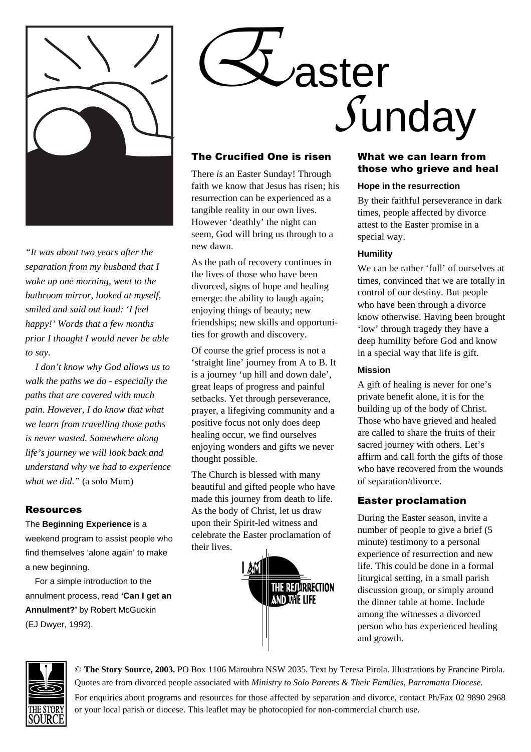# Easter Sunday

*"It was about two years after the separation from my husband that I woke up one morning, went to the bathroom mirror, looked at myself, smiled and said out loud: 'I feel happy!' Words that a few months prior I thought I would never be able to say.*

*I don't know why God allows us to walk the paths we do - especially the paths that are covered with much pain. However, I do know that what we learn from travelling those paths is never wasted. Somewhere along life's journey we will look back and understand why we had to experience what we did."* (a solo Mum)

## Resources

The **Beginning Experience** is a weekend program to assist people who find themselves 'alone again' to make a new beginning.

For a simple introduction to the annulment process, read **'Can I get an Annulment?'** by Robert McGuckin (EJ Dwyer, 1992).

## The Crucified One is risen

There *is* an Easter Sunday! Through faith we know that Jesus has risen; his resurrection can be experienced as a tangible reality in our own lives. However 'deathly' the night can seem, God will bring us through to a new dawn.

As the path of recovery continues in the lives of those who have been divorced, signs of hope and healing emerge: the ability to laugh again; enjoying things of beauty; new friendships; new skills and opportunities for growth and discovery.

Of course the grief process is not a 'straight line' journey from A to B. It is a journey 'up hill and down dale', great leaps of progress and painful setbacks. Yet through perseverance, prayer, a lifegiving community and a positive focus not only does deep healing occur, we find ourselves enjoying wonders and gifts we never thought possible.

The Church is blessed with many beautiful and gifted people who have made this journey from death to life. As the body of Christ, let us draw upon their Spirit-led witness and celebrate the Easter proclamation of their lives.

I AM THE RESURRECTION AND THE LIFE

## What we can learn from those who grieve and heal

### Hope in the resurrection

By their faithful perseverance in dark times, people affected by divorce attest to the Easter promise in a special way.

### Humility

We can be rather 'full' of ourselves at times, convinced that we are totally in control of our destiny. But people who have been through a divorce know otherwise. Having been brought 'low' through tragedy they have a deep humility before God and know in a special way that life is gift.

### Mission

A gift of healing is never for one's private benefit alone, it is for the building up of the body of Christ. Those who have grieved and healed are called to share the fruits of their sacred journey with others. Let's affirm and call forth the gifts of those who have recovered from the wounds of separation/divorce.

## Easter proclamation

During the Easter season, invite a number of people to give a brief (5 minute) testimony to a personal experience of resurrection and new life. This could be done in a formal liturgical setting, in a small parish discussion group, or simply around the dinner table at home. Include among the witnesses a divorced person who has experienced healing and growth.

THE STORY SOURCE

© **The Story Source, 2003.** PO Box 1106 Maroubra NSW 2035. Text by Teresa Pirola. Illustrations by Francine Pirola. Quotes are from divorced people associated with *Ministry to Solo Parents & Their Families, Parramatta Diocese.*

For enquiries about programs and resources for those affected by separation and divorce, contact Ph/Fax 02 9890 2968 or your local parish or diocese. This leaflet may be photocopied for non-commercial church use.